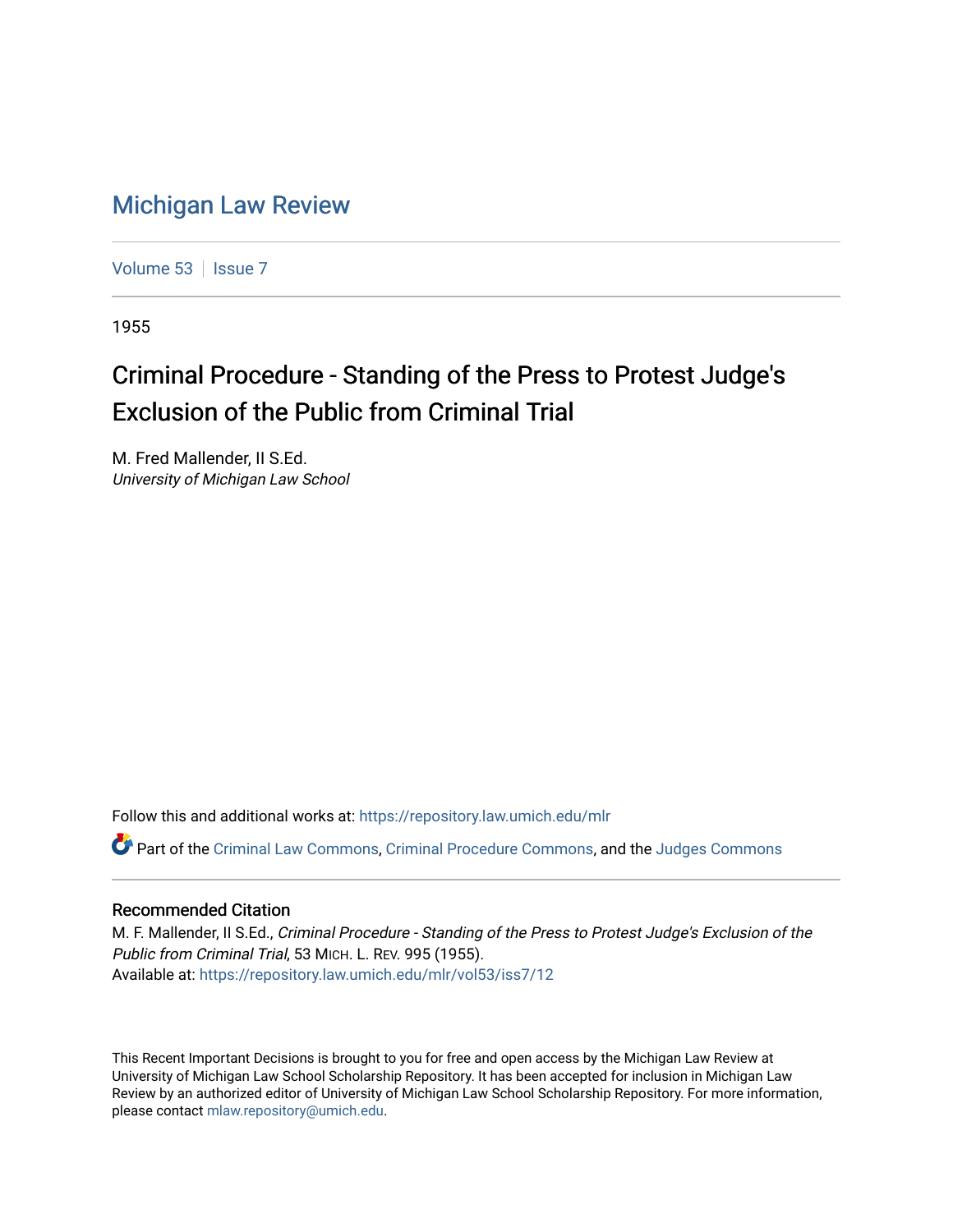# Michigan Law Review

Volume 53 | Issue 7

1955

## Criminal Procedure - Standing of the Press to Protest Judge's Exclusion of the Public from Criminal Trial

M. Fred Mallender, II S.Ed.
*University of Michigan Law School*

Follow this and additional works at: https://repository.law.umich.edu/mlr

Part of the Criminal Law Commons, Criminal Procedure Commons, and the Judges Commons

### Recommended Citation

M. F. Mallender, II S.Ed., *Criminal Procedure - Standing of the Press to Protest Judge's Exclusion of the Public from Criminal Trial*, 53 MICH. L. REV. 995 (1955).
Available at: https://repository.law.umich.edu/mlr/vol53/iss7/12

This Recent Important Decisions is brought to you for free and open access by the Michigan Law Review at University of Michigan Law School Scholarship Repository. It has been accepted for inclusion in Michigan Law Review by an authorized editor of University of Michigan Law School Scholarship Repository. For more information, please contact mlaw.repository@umich.edu.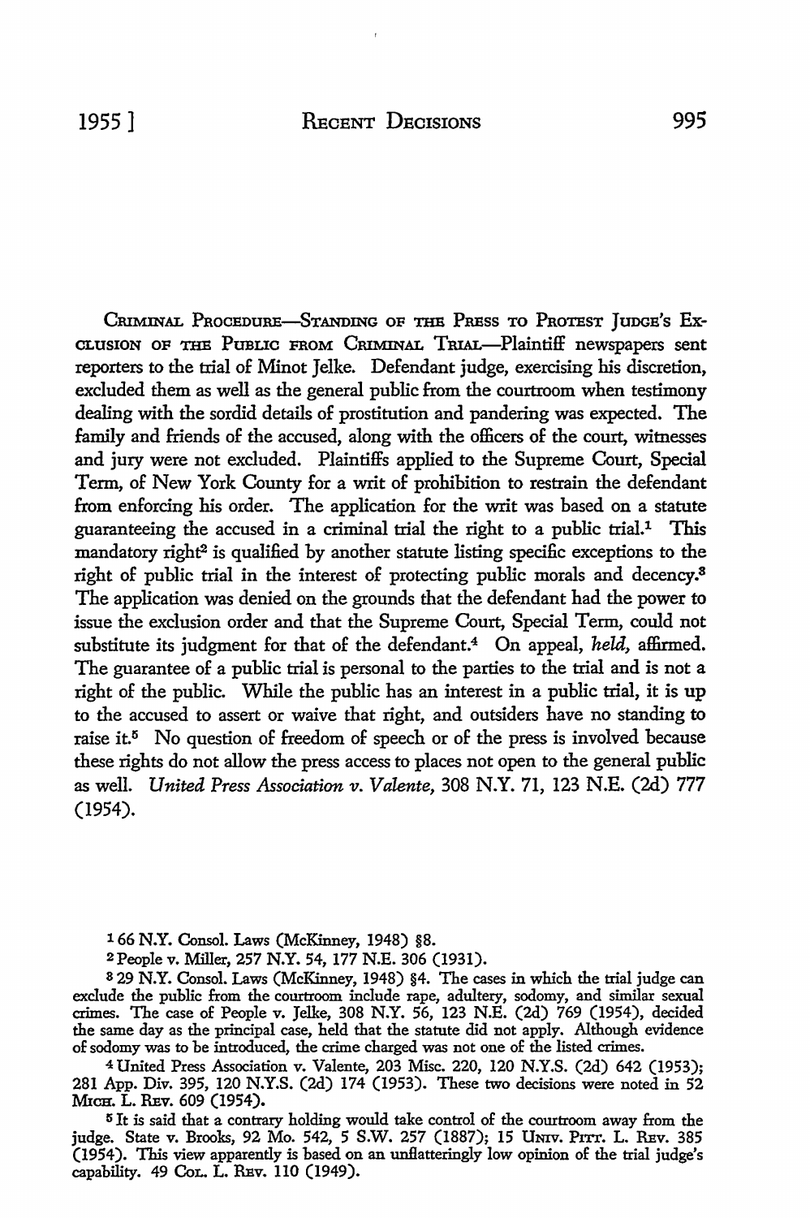CRIMINAL PROCEDURE—STANDING OF THE PRESS TO PROTEST JUDGE'S EXCLUSION OF THE PUBLIC FROM CRIMINAL TRIAL—Plaintiff newspapers sent reporters to the trial of Minot Jelke. Defendant judge, exercising his discretion, excluded them as well as the general public from the courtroom when testimony dealing with the sordid details of prostitution and pandering was expected. The family and friends of the accused, along with the officers of the court, witnesses and jury were not excluded. Plaintiffs applied to the Supreme Court, Special Term, of New York County for a writ of prohibition to restrain the defendant from enforcing his order. The application for the writ was based on a statute guaranteeing the accused in a criminal trial the right to a public trial.[1] This mandatory right[2] is qualified by another statute listing specific exceptions to the right of public trial in the interest of protecting public morals and decency.[3] The application was denied on the grounds that the defendant had the power to issue the exclusion order and that the Supreme Court, Special Term, could not substitute its judgment for that of the defendant.[4] On appeal, *held,* affirmed. The guarantee of a public trial is personal to the parties to the trial and is not a right of the public. While the public has an interest in a public trial, it is up to the accused to assert or waive that right, and outsiders have no standing to raise it.[5] No question of freedom of speech or of the press is involved because these rights do not allow the press access to places not open to the general public as well. *United Press Association v. Valente,* 308 N.Y. 71, 123 N.E. (2d) 777 (1954).

---

[1] 66 N.Y. Consol. Laws (McKinney, 1948) §8.

[2] People v. Miller, 257 N.Y. 54, 177 N.E. 306 (1931).

[3] 29 N.Y. Consol. Laws (McKinney, 1948) §4. The cases in which the trial judge can exclude the public from the courtroom include rape, adultery, sodomy, and similar sexual crimes. The case of People v. Jelke, 308 N.Y. 56, 123 N.E. (2d) 769 (1954), decided the same day as the principal case, held that the statute did not apply. Although evidence of sodomy was to be introduced, the crime charged was not one of the listed crimes.

[4] United Press Association v. Valente, 203 Misc. 220, 120 N.Y.S. (2d) 642 (1953); 281 App. Div. 395, 120 N.Y.S. (2d) 174 (1953). These two decisions were noted in 52 MICH. L. REV. 609 (1954).

[5] It is said that a contrary holding would take control of the courtroom away from the judge. State v. Brooks, 92 Mo. 542, 5 S.W. 257 (1887); 15 UNIV. PITT. L. REV. 385 (1954). This view apparently is based on an unflatteringly low opinion of the trial judge's capability. 49 COL. L. REV. 110 (1949).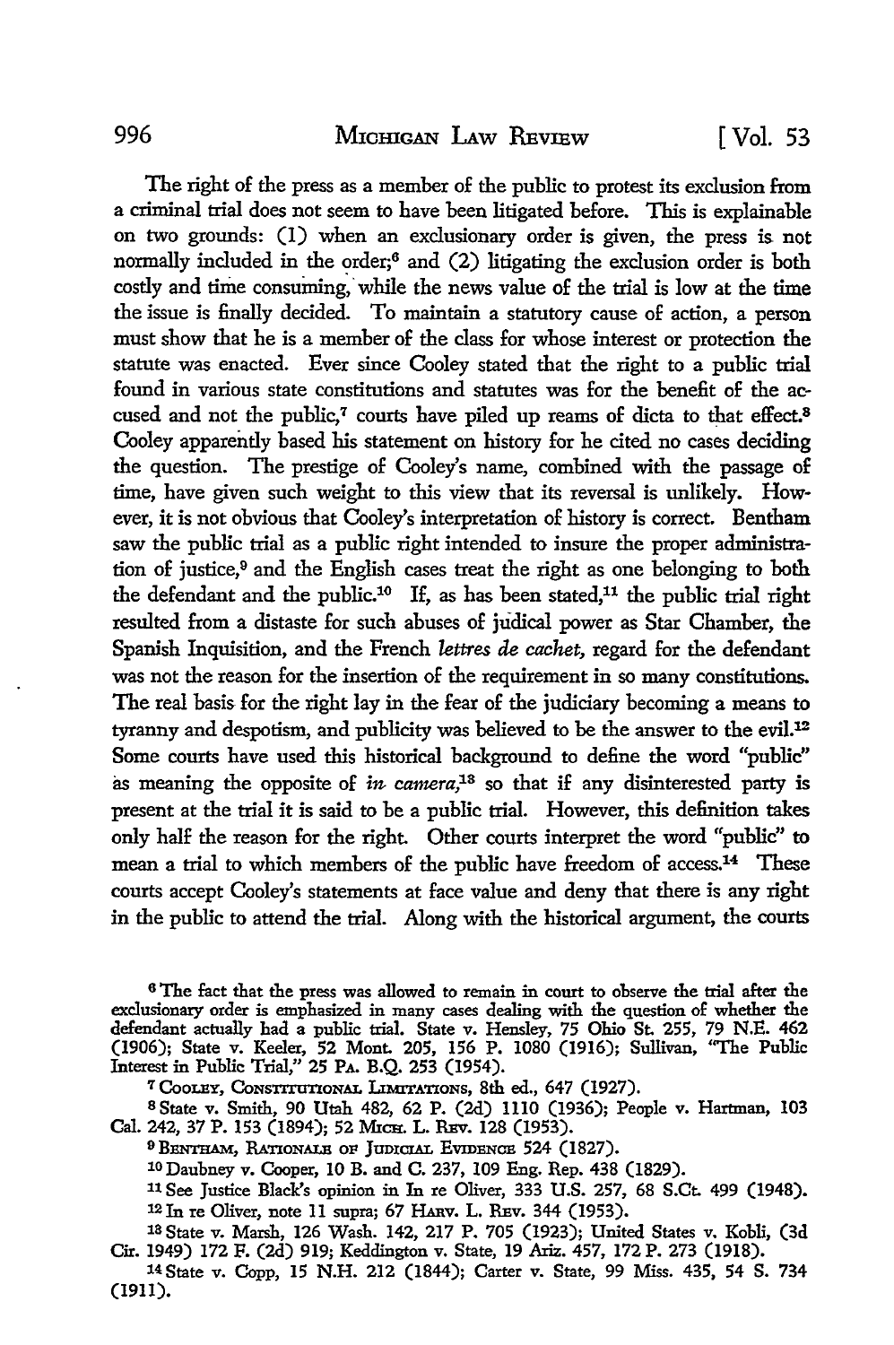The right of the press as a member of the public to protest its exclusion from a criminal trial does not seem to have been litigated before. This is explainable on two grounds: (1) when an exclusionary order is given, the press is not normally included in the order;[6] and (2) litigating the exclusion order is both costly and time consuming, while the news value of the trial is low at the time the issue is finally decided. To maintain a statutory cause of action, a person must show that he is a member of the class for whose interest or protection the statute was enacted. Ever since Cooley stated that the right to a public trial found in various state constitutions and statutes was for the benefit of the accused and not the public,[7] courts have piled up reams of dicta to that effect.[8] Cooley apparently based his statement on history for he cited no cases deciding the question. The prestige of Cooley's name, combined with the passage of time, have given such weight to this view that its reversal is unlikely. However, it is not obvious that Cooley's interpretation of history is correct. Bentham saw the public trial as a public right intended to insure the proper administration of justice,[9] and the English cases treat the right as one belonging to both the defendant and the public.[10] If, as has been stated,[11] the public trial right resulted from a distaste for such abuses of judical power as Star Chamber, the Spanish Inquisition, and the French *lettres de cachet*, regard for the defendant was not the reason for the insertion of the requirement in so many constitutions. The real basis for the right lay in the fear of the judiciary becoming a means to tyranny and despotism, and publicity was believed to be the answer to the evil.[12] Some courts have used this historical background to define the word "public" as meaning the opposite of *in camera*,[13] so that if any disinterested party is present at the trial it is said to be a public trial. However, this definition takes only half the reason for the right. Other courts interpret the word "public" to mean a trial to which members of the public have freedom of access.[14] These courts accept Cooley's statements at face value and deny that there is any right in the public to attend the trial. Along with the historical argument, the courts

---

[6] The fact that the press was allowed to remain in court to observe the trial after the exclusionary order is emphasized in many cases dealing with the question of whether the defendant actually had a public trial. State v. Hensley, 75 Ohio St. 255, 79 N.E. 462 (1906); State v. Keeler, 52 Mont. 205, 156 P. 1080 (1916); Sullivan, "The Public Interest in Public Trial," 25 PA. B.Q. 253 (1954).

[7] COOLEY, CONSTITUTIONAL LIMITATIONS, 8th ed., 647 (1927).

[8] State v. Smith, 90 Utah 482, 62 P. (2d) 1110 (1936); People v. Hartman, 103 Cal. 242, 37 P. 153 (1894); 52 MICH. L. REV. 128 (1953).

[9] BENTHAM, RATIONALE OF JUDICIAL EVIDENCE 524 (1827).

[10] Daubney v. Cooper, 10 B. and C. 237, 109 Eng. Rep. 438 (1829).

[11] See Justice Black's opinion in In re Oliver, 333 U.S. 257, 68 S.Ct. 499 (1948).

[12] In re Oliver, note 11 supra; 67 HARV. L. REV. 344 (1953).

[13] State v. Marsh, 126 Wash. 142, 217 P. 705 (1923); United States v. Kobli, (3d Cir. 1949) 172 F. (2d) 919; Keddington v. State, 19 Ariz. 457, 172 P. 273 (1918).

[14] State v. Copp, 15 N.H. 212 (1844); Carter v. State, 99 Miss. 435, 54 S. 734 (1911).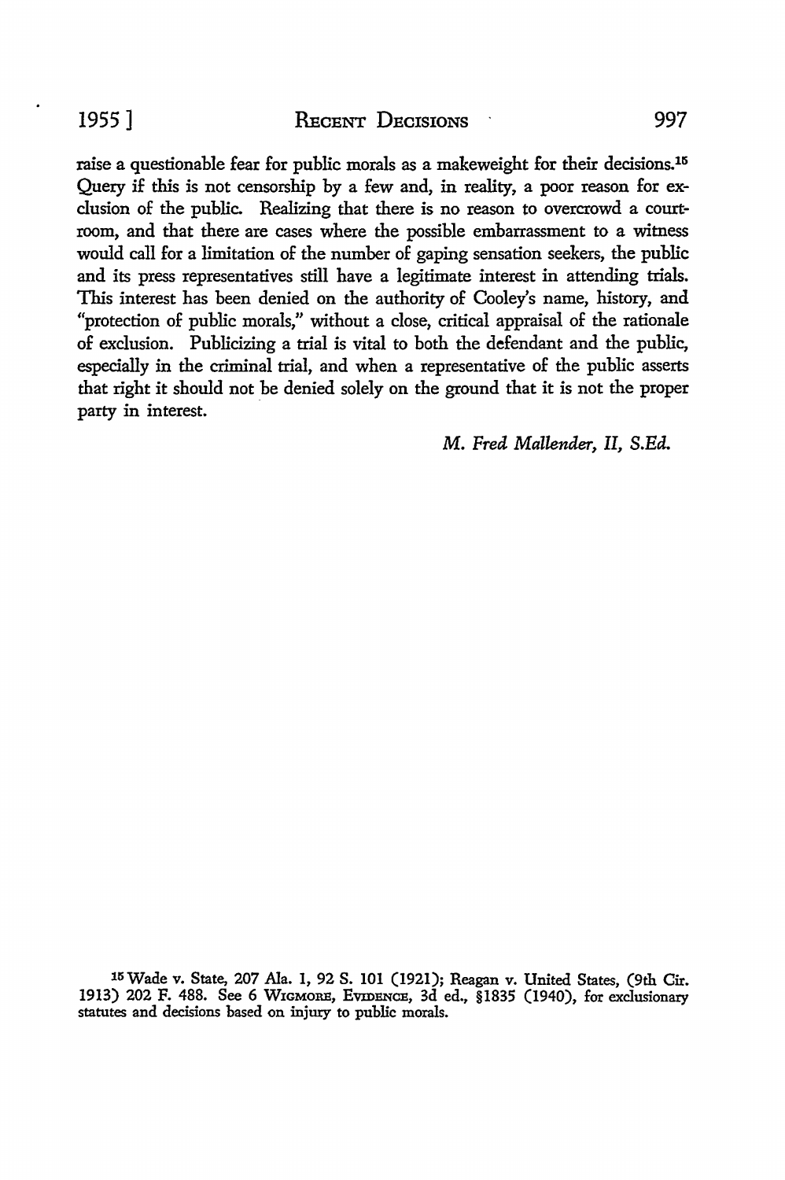raise a questionable fear for public morals as a makeweight for their decisions.[15] Query if this is not censorship by a few and, in reality, a poor reason for exclusion of the public. Realizing that there is no reason to overcrowd a courtroom, and that there are cases where the possible embarrassment to a witness would call for a limitation of the number of gaping sensation seekers, the public and its press representatives still have a legitimate interest in attending trials. This interest has been denied on the authority of Cooley's name, history, and "protection of public morals," without a close, critical appraisal of the rationale of exclusion. Publicizing a trial is vital to both the defendant and the public, especially in the criminal trial, and when a representative of the public asserts that right it should not be denied solely on the ground that it is not the proper party in interest.

*M. Fred Mallender, II, S.Ed.*

[15] Wade v. State, 207 Ala. 1, 92 S. 101 (1921); Reagan v. United States, (9th Cir. 1913) 202 F. 488. See 6 WIGMORE, EVIDENCE, 3d ed., §1835 (1940), for exclusionary statutes and decisions based on injury to public morals.